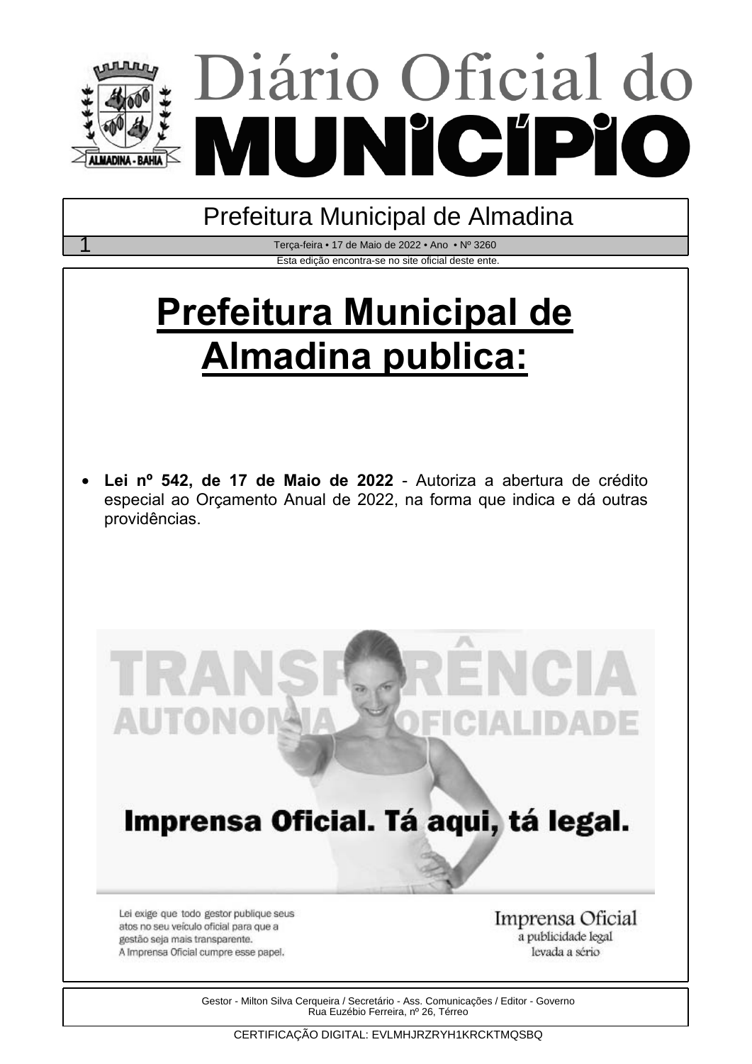# Diário Oficial do MUNICÍPIO

Prefeitura Municipal de Almadina

Terça-feira • 17 de Maio de 2022 • Ano • Nº 3260

Esta edição encontra-se no site oficial deste ente.

# Prefeitura Municipal de Almadina publica:

- **Lei nº 542, de 17 de Maio de 2022** - Autoriza a abertura de crédito especial ao Orçamento Anual de 2022, na forma que indica e dá outras providências.

Gestor - Milton Silva Cerqueira / Secretário - Ass. Comunicações / Editor - Governo
Rua Euzébio Ferreira, nº 26, Térreo

CERTIFICAÇÃO DIGITAL: EVLMHJRZRYH1KRCKTMQSBQ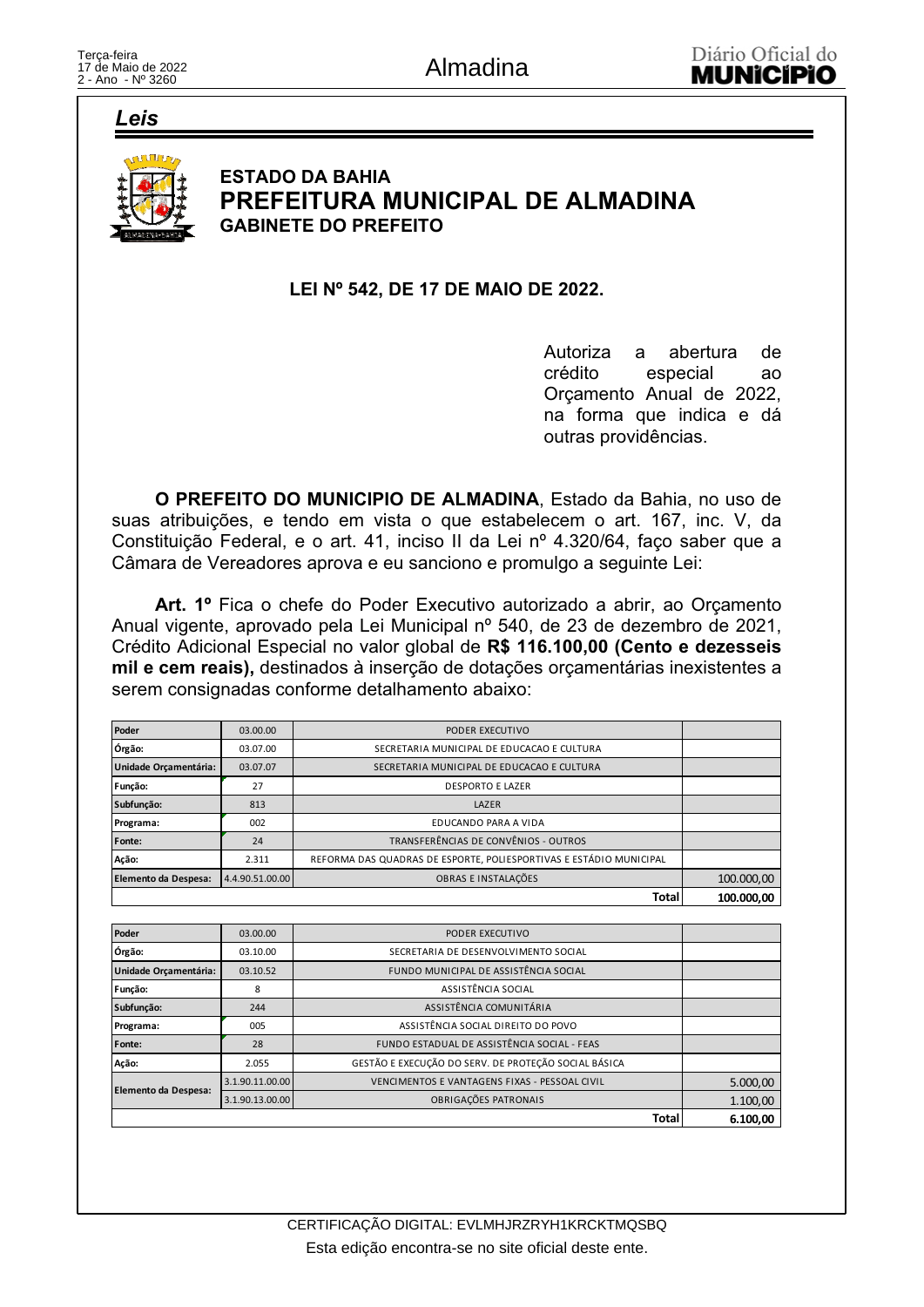## Leis

**ESTADO DA BAHIA**
**PREFEITURA MUNICIPAL DE ALMADINA**
**GABINETE DO PREFEITO**

### LEI Nº 542, DE 17 DE MAIO DE 2022.

Autoriza a abertura de crédito especial ao Orçamento Anual de 2022, na forma que indica e dá outras providências.

**O PREFEITO DO MUNICIPIO DE ALMADINA**, Estado da Bahia, no uso de suas atribuições, e tendo em vista o que estabelecem o art. 167, inc. V, da Constituição Federal, e o art. 41, inciso II da Lei nº 4.320/64, faço saber que a Câmara de Vereadores aprova e eu sanciono e promulgo a seguinte Lei:

**Art. 1º** Fica o chefe do Poder Executivo autorizado a abrir, ao Orçamento Anual vigente, aprovado pela Lei Municipal nº 540, de 23 de dezembro de 2021, Crédito Adicional Especial no valor global de **R$ 116.100,00 (Cento e dezesseis mil e cem reais),** destinados à inserção de dotações orçamentárias inexistentes a serem consignadas conforme detalhamento abaixo:

| | | | |
|---|---|---|---|
| **Poder** | 03.00.00 | PODER EXECUTIVO | |
| **Órgão:** | 03.07.00 | SECRETARIA MUNICIPAL DE EDUCACAO E CULTURA | |
| **Unidade Orçamentária:** | 03.07.07 | SECRETARIA MUNICIPAL DE EDUCACAO E CULTURA | |
| **Função:** | 27 | DESPORTO E LAZER | |
| **Subfunção:** | 813 | LAZER | |
| **Programa:** | 002 | EDUCANDO PARA A VIDA | |
| **Fonte:** | 24 | TRANSFERÊNCIAS DE CONVÊNIOS - OUTROS | |
| **Ação:** | 2.311 | REFORMA DAS QUADRAS DE ESPORTE, POLIESPORTIVAS E ESTÁDIO MUNICIPAL | |
| **Elemento da Despesa:** | 4.4.90.51.00.00 | OBRAS E INSTALAÇÕES | 100.000,00 |
| | | **Total** | **100.000,00** |

| | | | |
|---|---|---|---|
| **Poder** | 03.00.00 | PODER EXECUTIVO | |
| **Órgão:** | 03.10.00 | SECRETARIA DE DESENVOLVIMENTO SOCIAL | |
| **Unidade Orçamentária:** | 03.10.52 | FUNDO MUNICIPAL DE ASSISTÊNCIA SOCIAL | |
| **Função:** | 8 | ASSISTÊNCIA SOCIAL | |
| **Subfunção:** | 244 | ASSISTÊNCIA COMUNITÁRIA | |
| **Programa:** | 005 | ASSISTÊNCIA SOCIAL DIREITO DO POVO | |
| **Fonte:** | 28 | FUNDO ESTADUAL DE ASSISTÊNCIA SOCIAL - FEAS | |
| **Ação:** | 2.055 | GESTÃO E EXECUÇÃO DO SERV. DE PROTEÇÃO SOCIAL BÁSICA | |
| **Elemento da Despesa:** | 3.1.90.11.00.00 | VENCIMENTOS E VANTAGENS FIXAS - PESSOAL CIVIL | 5.000,00 |
| | 3.1.90.13.00.00 | OBRIGAÇÕES PATRONAIS | 1.100,00 |
| | | **Total** | **6.100,00** |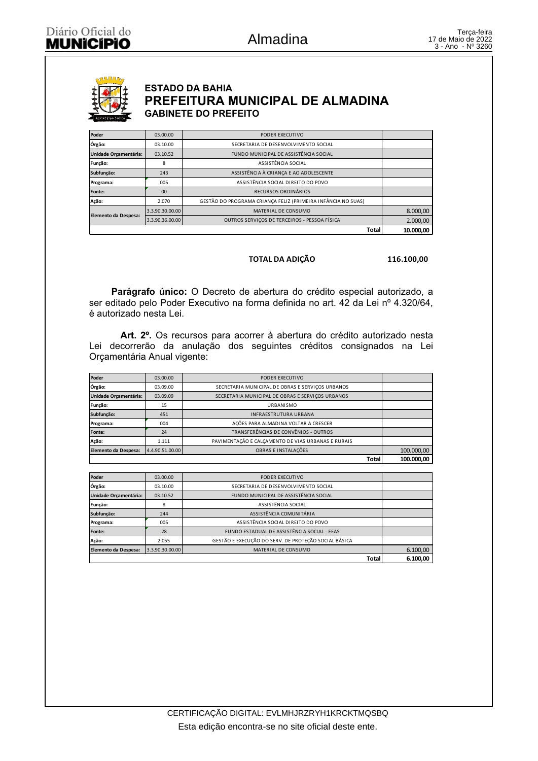**ESTADO DA BAHIA**
## PREFEITURA MUNICIPAL DE ALMADINA
**GABINETE DO PREFEITO**

| Poder | 03.00.00 | PODER EXECUTIVO | |
|---|---|---|---|
| Órgão: | 03.10.00 | SECRETARIA DE DESENVOLVIMENTO SOCIAL | |
| Unidade Orçamentária: | 03.10.52 | FUNDO MUNICIPAL DE ASSISTÊNCIA SOCIAL | |
| Função: | 8 | ASSISTÊNCIA SOCIAL | |
| Subfunção: | 243 | ASSISTÊNCIA À CRIANÇA E AO ADOLESCENTE | |
| Programa: | 005 | ASSISTÊNCIA SOCIAL DIREITO DO POVO | |
| Fonte: | 00 | RECURSOS ORDINÁRIOS | |
| Ação: | 2.070 | GESTÃO DO PROGRAMA CRIANÇA FELIZ (PRIMEIRA INFÂNCIA NO SUAS) | |
| Elemento da Despesa: | 3.3.90.30.00.00 | MATERIAL DE CONSUMO | 8.000,00 |
| | 3.3.90.36.00.00 | OUTROS SERVIÇOS DE TERCEIROS - PESSOA FÍSICA | 2.000,00 |
| | | **Total** | **10.000,00** |

**TOTAL DA ADIÇÃO 116.100,00**

**Parágrafo único:** O Decreto de abertura do crédito especial autorizado, a ser editado pelo Poder Executivo na forma definida no art. 42 da Lei nº 4.320/64, é autorizado nesta Lei.

**Art. 2º.** Os recursos para acorrer à abertura do crédito autorizado nesta Lei decorrerão da anulação dos seguintes créditos consignados na Lei Orçamentária Anual vigente:

| Poder | 03.00.00 | PODER EXECUTIVO | |
|---|---|---|---|
| Órgão: | 03.09.00 | SECRETARIA MUNICIPAL DE OBRAS E SERVIÇOS URBANOS | |
| Unidade Orçamentária: | 03.09.09 | SECRETARIA MUNICIPAL DE OBRAS E SERVIÇOS URBANOS | |
| Função: | 15 | URBANISMO | |
| Subfunção: | 451 | INFRAESTRUTURA URBANA | |
| Programa: | 004 | AÇÕES PARA ALMADINA VOLTAR A CRESCER | |
| Fonte: | 24 | TRANSFERÊNCIAS DE CONVÊNIOS - OUTROS | |
| Ação: | 1.111 | PAVIMENTAÇÃO E CALÇAMENTO DE VIAS URBANAS E RURAIS | |
| Elemento da Despesa: | 4.4.90.51.00.00 | OBRAS E INSTALAÇÕES | 100.000,00 |
| | | **Total** | **100.000,00** |

| Poder | 03.00.00 | PODER EXECUTIVO | |
|---|---|---|---|
| Órgão: | 03.10.00 | SECRETARIA DE DESENVOLVIMENTO SOCIAL | |
| Unidade Orçamentária: | 03.10.52 | FUNDO MUNICIPAL DE ASSISTÊNCIA SOCIAL | |
| Função: | 8 | ASSISTÊNCIA SOCIAL | |
| Subfunção: | 244 | ASSISTÊNCIA COMUNITÁRIA | |
| Programa: | 005 | ASSISTÊNCIA SOCIAL DIREITO DO POVO | |
| Fonte: | 28 | FUNDO ESTADUAL DE ASSISTÊNCIA SOCIAL - FEAS | |
| Ação: | 2.055 | GESTÃO E EXECUÇÃO DO SERV. DE PROTEÇÃO SOCIAL BÁSICA | |
| Elemento da Despesa: | 3.3.90.30.00.00 | MATERIAL DE CONSUMO | 6.100,00 |
| | | **Total** | **6.100,00** |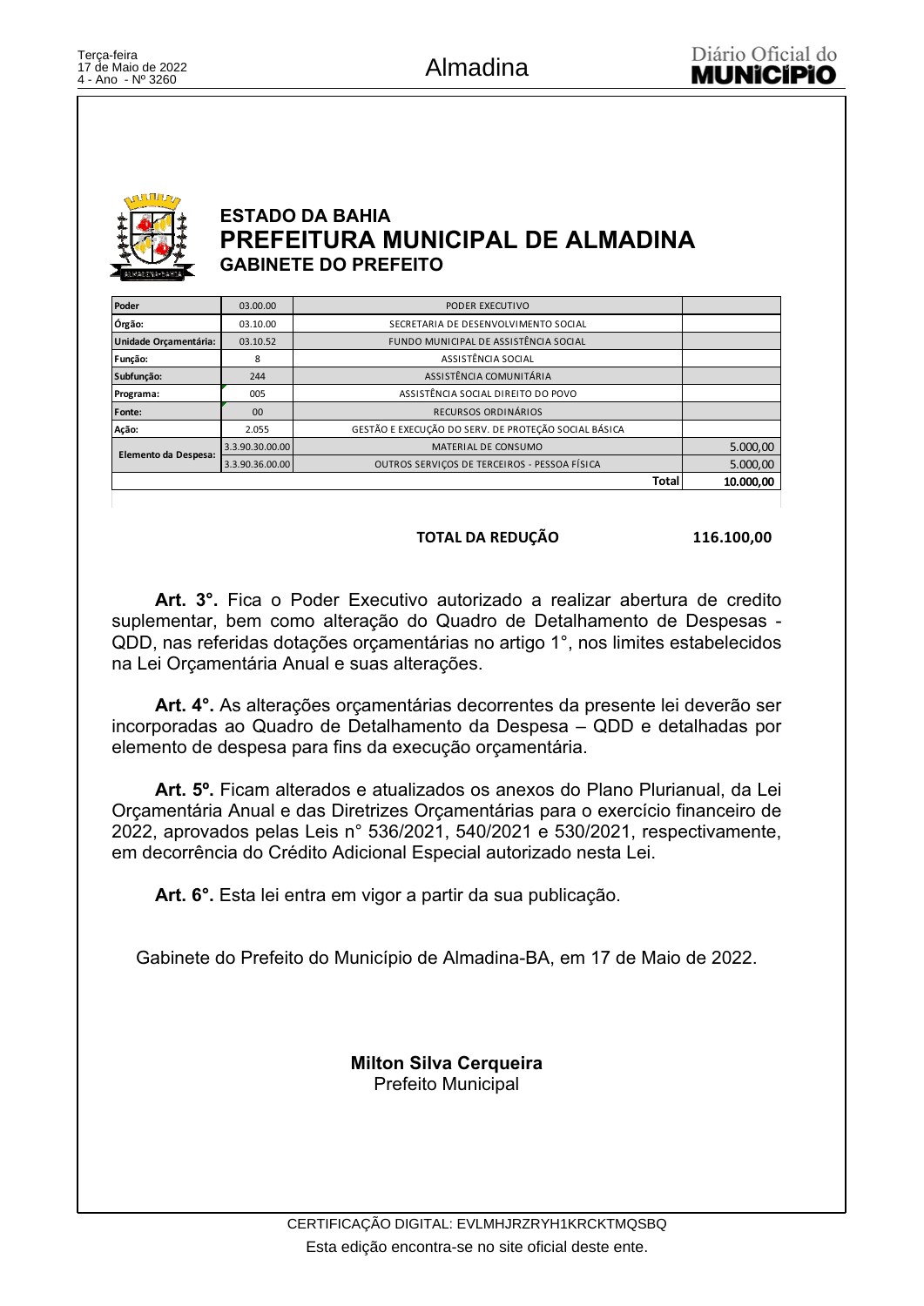## ESTADO DA BAHIA
# PREFEITURA MUNICIPAL DE ALMADINA
### GABINETE DO PREFEITO

| | | | |
|---|---|---|---|
| **Poder** | 03.00.00 | PODER EXECUTIVO | |
| **Órgão:** | 03.10.00 | SECRETARIA DE DESENVOLVIMENTO SOCIAL | |
| **Unidade Orçamentária:** | 03.10.52 | FUNDO MUNICIPAL DE ASSISTÊNCIA SOCIAL | |
| **Função:** | 8 | ASSISTÊNCIA SOCIAL | |
| **Subfunção:** | 244 | ASSISTÊNCIA COMUNITÁRIA | |
| **Programa:** | 005 | ASSISTÊNCIA SOCIAL DIREITO DO POVO | |
| **Fonte:** | 00 | RECURSOS ORDINÁRIOS | |
| **Ação:** | 2.055 | GESTÃO E EXECUÇÃO DO SERV. DE PROTEÇÃO SOCIAL BÁSICA | |
| **Elemento da Despesa:** | 3.3.90.30.00.00 | MATERIAL DE CONSUMO | 5.000,00 |
| | 3.3.90.36.00.00 | OUTROS SERVIÇOS DE TERCEIROS - PESSOA FÍSICA | 5.000,00 |
| | | **Total** | **10.000,00** |

**TOTAL DA REDUÇÃO** **116.100,00**

**Art. 3°.** Fica o Poder Executivo autorizado a realizar abertura de credito suplementar, bem como alteração do Quadro de Detalhamento de Despesas - QDD, nas referidas dotações orçamentárias no artigo 1°, nos limites estabelecidos na Lei Orçamentária Anual e suas alterações.

**Art. 4°.** As alterações orçamentárias decorrentes da presente lei deverão ser incorporadas ao Quadro de Detalhamento da Despesa – QDD e detalhadas por elemento de despesa para fins da execução orçamentária.

**Art. 5º.** Ficam alterados e atualizados os anexos do Plano Plurianual, da Lei Orçamentária Anual e das Diretrizes Orçamentárias para o exercício financeiro de 2022, aprovados pelas Leis n° 536/2021, 540/2021 e 530/2021, respectivamente, em decorrência do Crédito Adicional Especial autorizado nesta Lei.

**Art. 6°.** Esta lei entra em vigor a partir da sua publicação.

Gabinete do Prefeito do Município de Almadina-BA, em 17 de Maio de 2022.

**Milton Silva Cerqueira**
Prefeito Municipal